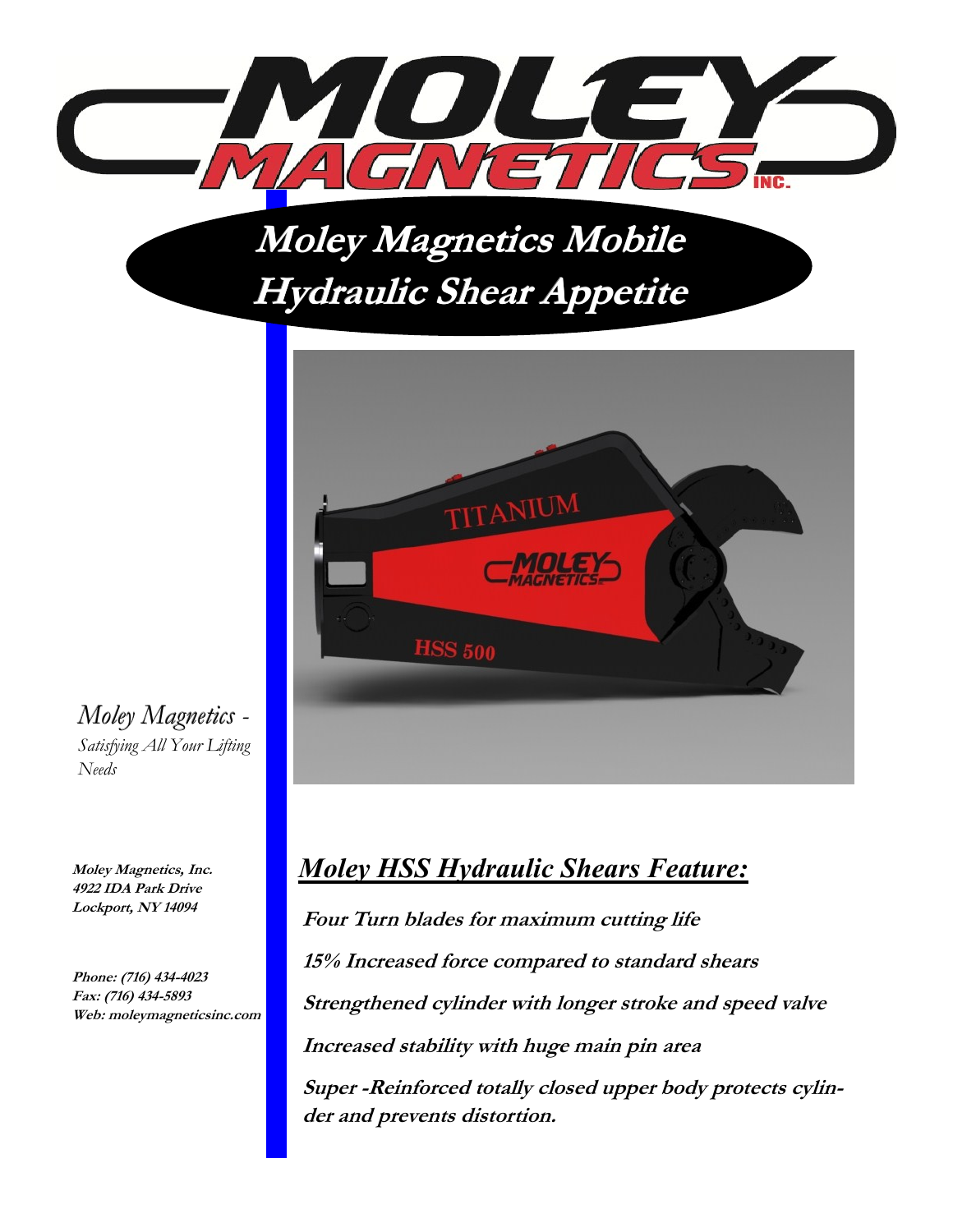# Moley Magnetics Mobile Hydraulic Shear Appetite

*Moley Magnetics - Satisfying All Your Lifting Needs*

**Moley Magnetics, Inc.**
**4922 IDA Park Drive**
**Lockport, NY 14094**

**Phone: (716) 434-4023**
**Fax: (716) 434-5893**
**Web: moleymagneticsinc.com**

## *Moley HSS Hydraulic Shears Feature:*

***Four Turn blades for maximum cutting life***

***15% Increased force compared to standard shears***

***Strengthened cylinder with longer stroke and speed valve***

***Increased stability with huge main pin area***

***Super -Reinforced totally closed upper body protects cylinder and prevents distortion.***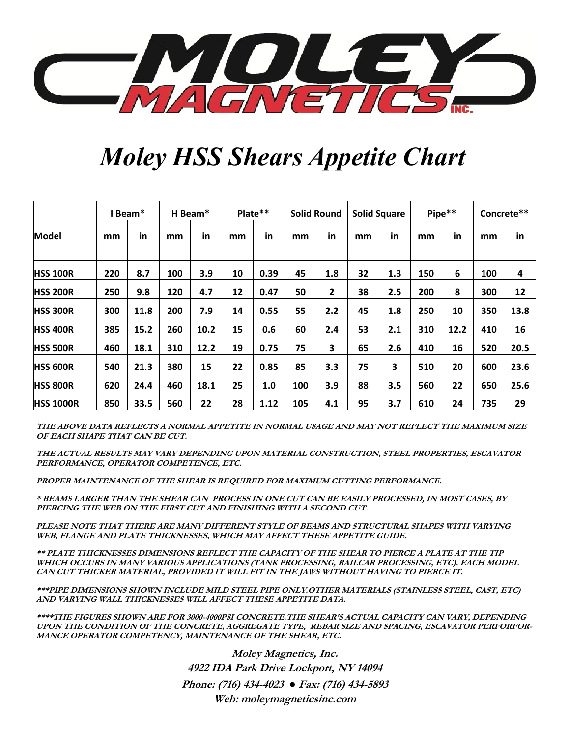# Moley Magnetics Inc.

# *Moley HSS Shears Appetite Chart*

| Model | I Beam* | | H Beam* | | Plate** | | Solid Round | | Solid Square | | Pipe** | | Concrete** | |
|---|---|---|---|---|---|---|---|---|---|---|---|---|---|---|
| | mm | in | mm | in | mm | in | mm | in | mm | in | mm | in | mm | in |
| HSS 100R | 220 | 8.7 | 100 | 3.9 | 10 | 0.39 | 45 | 1.8 | 32 | 1.3 | 150 | 6 | 100 | 4 |
| HSS 200R | 250 | 9.8 | 120 | 4.7 | 12 | 0.47 | 50 | 2 | 38 | 2.5 | 200 | 8 | 300 | 12 |
| HSS 300R | 300 | 11.8 | 200 | 7.9 | 14 | 0.55 | 55 | 2.2 | 45 | 1.8 | 250 | 10 | 350 | 13.8 |
| HSS 400R | 385 | 15.2 | 260 | 10.2 | 15 | 0.6 | 60 | 2.4 | 53 | 2.1 | 310 | 12.2 | 410 | 16 |
| HSS 500R | 460 | 18.1 | 310 | 12.2 | 19 | 0.75 | 75 | 3 | 65 | 2.6 | 410 | 16 | 520 | 20.5 |
| HSS 600R | 540 | 21.3 | 380 | 15 | 22 | 0.85 | 85 | 3.3 | 75 | 3 | 510 | 20 | 600 | 23.6 |
| HSS 800R | 620 | 24.4 | 460 | 18.1 | 25 | 1.0 | 100 | 3.9 | 88 | 3.5 | 560 | 22 | 650 | 25.6 |
| HSS 1000R | 850 | 33.5 | 560 | 22 | 28 | 1.12 | 105 | 4.1 | 95 | 3.7 | 610 | 24 | 735 | 29 |

***THE ABOVE DATA REFLECTS A NORMAL APPETITE IN NORMAL USAGE AND MAY NOT REFLECT THE MAXIMUM SIZE OF EACH SHAPE THAT CAN BE CUT.***

***THE ACTUAL RESULTS MAY VARY DEPENDING UPON MATERIAL CONSTRUCTION, STEEL PROPERTIES, ESCAVATOR PERFORMANCE, OPERATOR COMPETENCE, ETC.***

***PROPER MAINTENANCE OF THE SHEAR IS REQUIRED FOR MAXIMUM CUTTING PERFORMANCE.***

***\* BEAMS LARGER THAN THE SHEAR CAN PROCESS IN ONE CUT CAN BE EASILY PROCESSED, IN MOST CASES, BY PIERCING THE WEB ON THE FIRST CUT AND FINISHING WITH A SECOND CUT.***

***PLEASE NOTE THAT THERE ARE MANY DIFFERENT STYLE OF BEAMS AND STRUCTURAL SHAPES WITH VARYING WEB, FLANGE AND PLATE THICKNESSES, WHICH MAY AFFECT THESE APPETITE GUIDE.***

***\*\* PLATE THICKNESSES DIMENSIONS REFLECT THE CAPACITY OF THE SHEAR TO PIERCE A PLATE AT THE TIP WHICH OCCURS IN MANY VARIOUS APPLICATIONS (TANK PROCESSING, RAILCAR PROCESSING, ETC). EACH MODEL CAN CUT THICKER MATERIAL, PROVIDED IT WILL FIT IN THE JAWS WITHOUT HAVING TO PIERCE IT.***

***\*\*\*PIPE DIMENSIONS SHOWN INCLUDE MILD STEEL PIPE ONLY.OTHER MATERIALS (STAINLESS STEEL, CAST, ETC) AND VARYING WALL THICKNESSES WILL AFFECT THESE APPETITE DATA.***

***\*\*\*\*THE FIGURES SHOWN ARE FOR 3000-4000PSI CONCRETE.THE SHEAR'S ACTUAL CAPACITY CAN VARY, DEPENDING UPON THE CONDITION OF THE CONCRETE, AGGREGATE TYPE, REBAR SIZE AND SPACING, ESCAVATOR PERFORFOR-MANCE OPERATOR COMPETENCY, MAINTENANCE OF THE SHEAR, ETC.***

**Moley Magnetics, Inc.**
**4922 IDA Park Drive Lockport, NY 14094**
***Phone: (716) 434-4023 ● Fax: (716) 434-5893***
**Web: moleymagneticsinc.com**